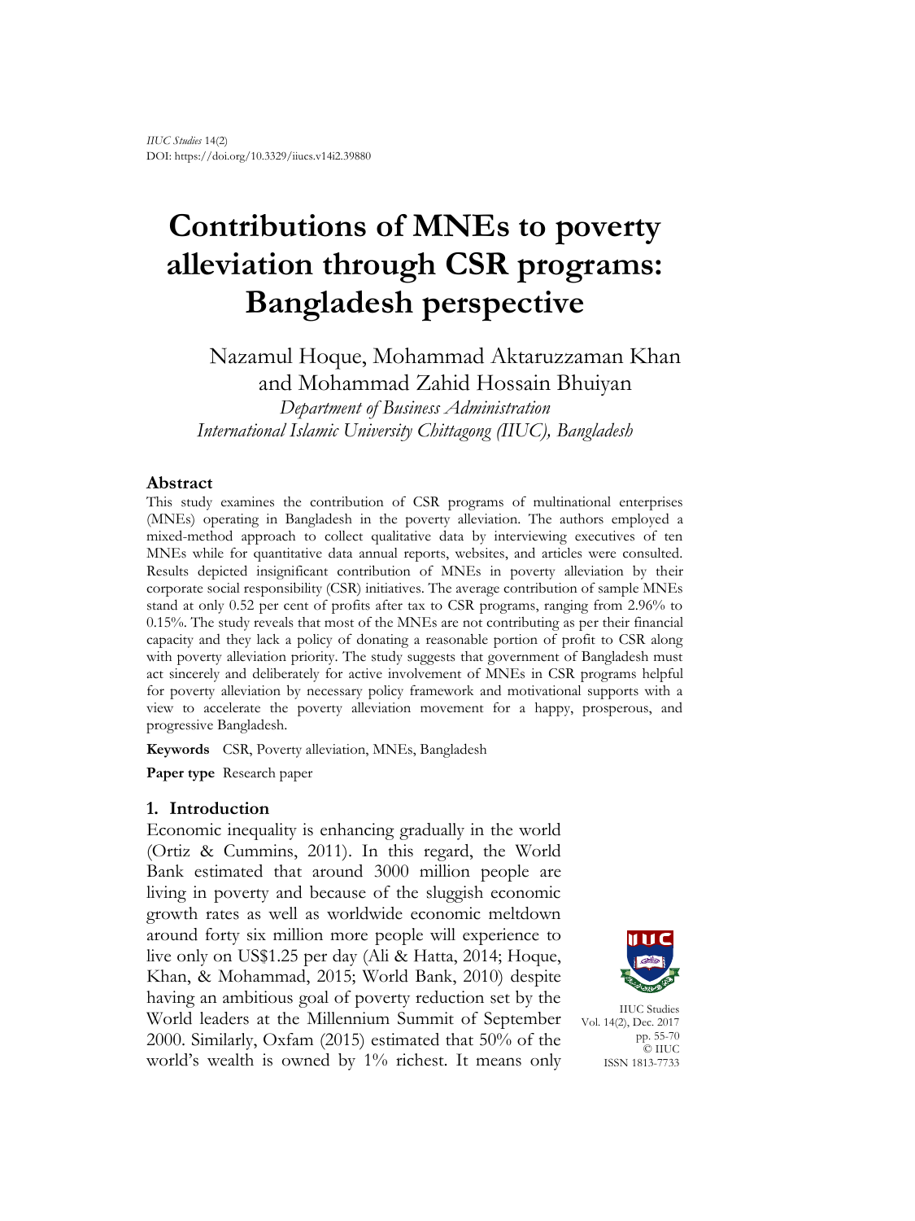*IIUC Studies* 14(2)
DOI: https://doi.org/10.3329/iiucs.v14i2.39880

# Contributions of MNEs to poverty alleviation through CSR programs: Bangladesh perspective

Nazamul Hoque, Mohammad Aktaruzzaman Khan and Mohammad Zahid Hossain Bhuiyan

*Department of Business Administration*
*International Islamic University Chittagong (IIUC), Bangladesh*

## Abstract

This study examines the contribution of CSR programs of multinational enterprises (MNEs) operating in Bangladesh in the poverty alleviation. The authors employed a mixed-method approach to collect qualitative data by interviewing executives of ten MNEs while for quantitative data annual reports, websites, and articles were consulted. Results depicted insignificant contribution of MNEs in poverty alleviation by their corporate social responsibility (CSR) initiatives. The average contribution of sample MNEs stand at only 0.52 per cent of profits after tax to CSR programs, ranging from 2.96% to 0.15%. The study reveals that most of the MNEs are not contributing as per their financial capacity and they lack a policy of donating a reasonable portion of profit to CSR along with poverty alleviation priority. The study suggests that government of Bangladesh must act sincerely and deliberately for active involvement of MNEs in CSR programs helpful for poverty alleviation by necessary policy framework and motivational supports with a view to accelerate the poverty alleviation movement for a happy, prosperous, and progressive Bangladesh.

**Keywords** CSR, Poverty alleviation, MNEs, Bangladesh

**Paper type** Research paper

## 1. Introduction

Economic inequality is enhancing gradually in the world (Ortiz & Cummins, 2011). In this regard, the World Bank estimated that around 3000 million people are living in poverty and because of the sluggish economic growth rates as well as worldwide economic meltdown around forty six million more people will experience to live only on US$1.25 per day (Ali & Hatta, 2014; Hoque, Khan, & Mohammad, 2015; World Bank, 2010) despite having an ambitious goal of poverty reduction set by the World leaders at the Millennium Summit of September 2000. Similarly, Oxfam (2015) estimated that 50% of the world's wealth is owned by 1% richest. It means only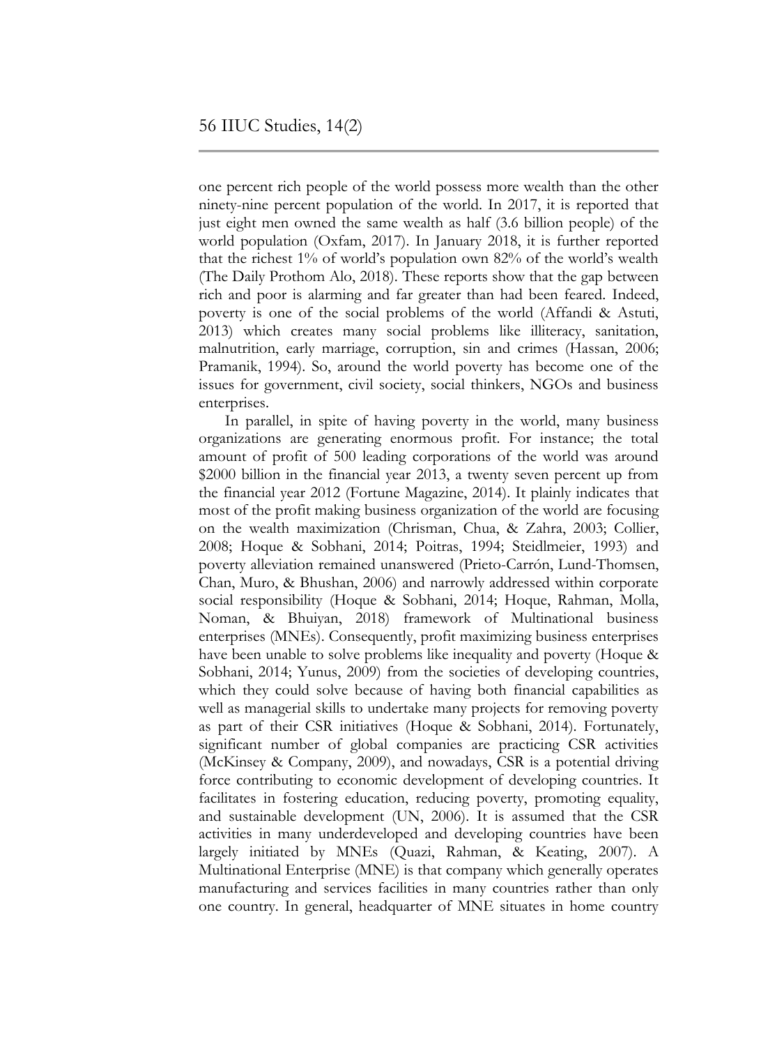one percent rich people of the world possess more wealth than the other ninety-nine percent population of the world. In 2017, it is reported that just eight men owned the same wealth as half (3.6 billion people) of the world population (Oxfam, 2017). In January 2018, it is further reported that the richest 1% of world's population own 82% of the world's wealth (The Daily Prothom Alo, 2018). These reports show that the gap between rich and poor is alarming and far greater than had been feared. Indeed, poverty is one of the social problems of the world (Affandi & Astuti, 2013) which creates many social problems like illiteracy, sanitation, malnutrition, early marriage, corruption, sin and crimes (Hassan, 2006; Pramanik, 1994). So, around the world poverty has become one of the issues for government, civil society, social thinkers, NGOs and business enterprises.

In parallel, in spite of having poverty in the world, many business organizations are generating enormous profit. For instance; the total amount of profit of 500 leading corporations of the world was around $2000 billion in the financial year 2013, a twenty seven percent up from the financial year 2012 (Fortune Magazine, 2014). It plainly indicates that most of the profit making business organization of the world are focusing on the wealth maximization (Chrisman, Chua, & Zahra, 2003; Collier, 2008; Hoque & Sobhani, 2014; Poitras, 1994; Steidlmeier, 1993) and poverty alleviation remained unanswered (Prieto-Carrón, Lund-Thomsen, Chan, Muro, & Bhushan, 2006) and narrowly addressed within corporate social responsibility (Hoque & Sobhani, 2014; Hoque, Rahman, Molla, Noman, & Bhuiyan, 2018) framework of Multinational business enterprises (MNEs). Consequently, profit maximizing business enterprises have been unable to solve problems like inequality and poverty (Hoque & Sobhani, 2014; Yunus, 2009) from the societies of developing countries, which they could solve because of having both financial capabilities as well as managerial skills to undertake many projects for removing poverty as part of their CSR initiatives (Hoque & Sobhani, 2014). Fortunately, significant number of global companies are practicing CSR activities (McKinsey & Company, 2009), and nowadays, CSR is a potential driving force contributing to economic development of developing countries. It facilitates in fostering education, reducing poverty, promoting equality, and sustainable development (UN, 2006). It is assumed that the CSR activities in many underdeveloped and developing countries have been largely initiated by MNEs (Quazi, Rahman, & Keating, 2007). A Multinational Enterprise (MNE) is that company which generally operates manufacturing and services facilities in many countries rather than only one country. In general, headquarter of MNE situates in home country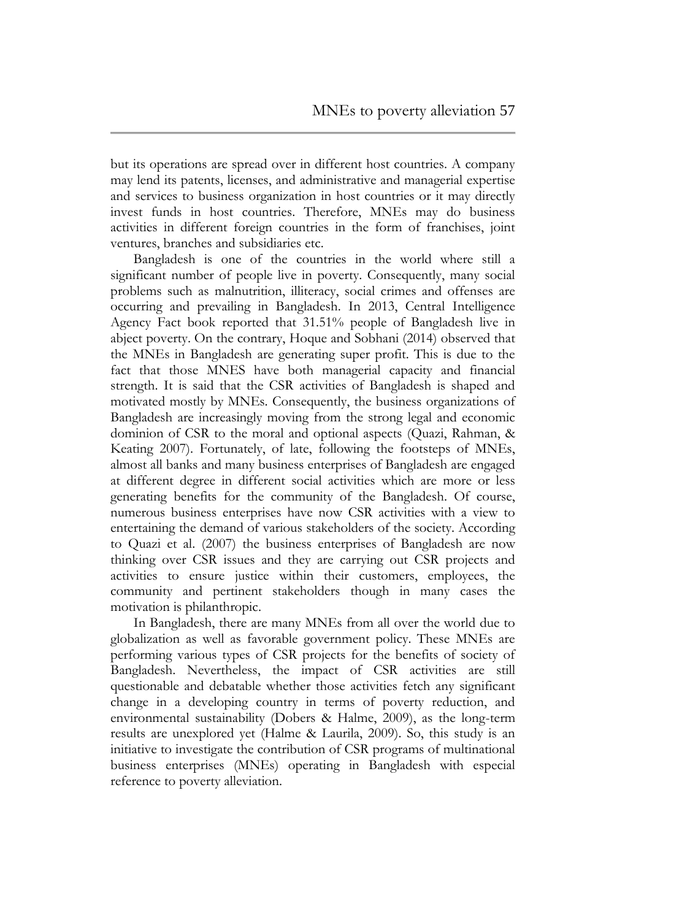but its operations are spread over in different host countries. A company may lend its patents, licenses, and administrative and managerial expertise and services to business organization in host countries or it may directly invest funds in host countries. Therefore, MNEs may do business activities in different foreign countries in the form of franchises, joint ventures, branches and subsidiaries etc.

Bangladesh is one of the countries in the world where still a significant number of people live in poverty. Consequently, many social problems such as malnutrition, illiteracy, social crimes and offenses are occurring and prevailing in Bangladesh. In 2013, Central Intelligence Agency Fact book reported that 31.51% people of Bangladesh live in abject poverty. On the contrary, Hoque and Sobhani (2014) observed that the MNEs in Bangladesh are generating super profit. This is due to the fact that those MNES have both managerial capacity and financial strength. It is said that the CSR activities of Bangladesh is shaped and motivated mostly by MNEs. Consequently, the business organizations of Bangladesh are increasingly moving from the strong legal and economic dominion of CSR to the moral and optional aspects (Quazi, Rahman, & Keating 2007). Fortunately, of late, following the footsteps of MNEs, almost all banks and many business enterprises of Bangladesh are engaged at different degree in different social activities which are more or less generating benefits for the community of the Bangladesh. Of course, numerous business enterprises have now CSR activities with a view to entertaining the demand of various stakeholders of the society. According to Quazi et al. (2007) the business enterprises of Bangladesh are now thinking over CSR issues and they are carrying out CSR projects and activities to ensure justice within their customers, employees, the community and pertinent stakeholders though in many cases the motivation is philanthropic.

In Bangladesh, there are many MNEs from all over the world due to globalization as well as favorable government policy. These MNEs are performing various types of CSR projects for the benefits of society of Bangladesh. Nevertheless, the impact of CSR activities are still questionable and debatable whether those activities fetch any significant change in a developing country in terms of poverty reduction, and environmental sustainability (Dobers & Halme, 2009), as the long-term results are unexplored yet (Halme & Laurila, 2009). So, this study is an initiative to investigate the contribution of CSR programs of multinational business enterprises (MNEs) operating in Bangladesh with especial reference to poverty alleviation.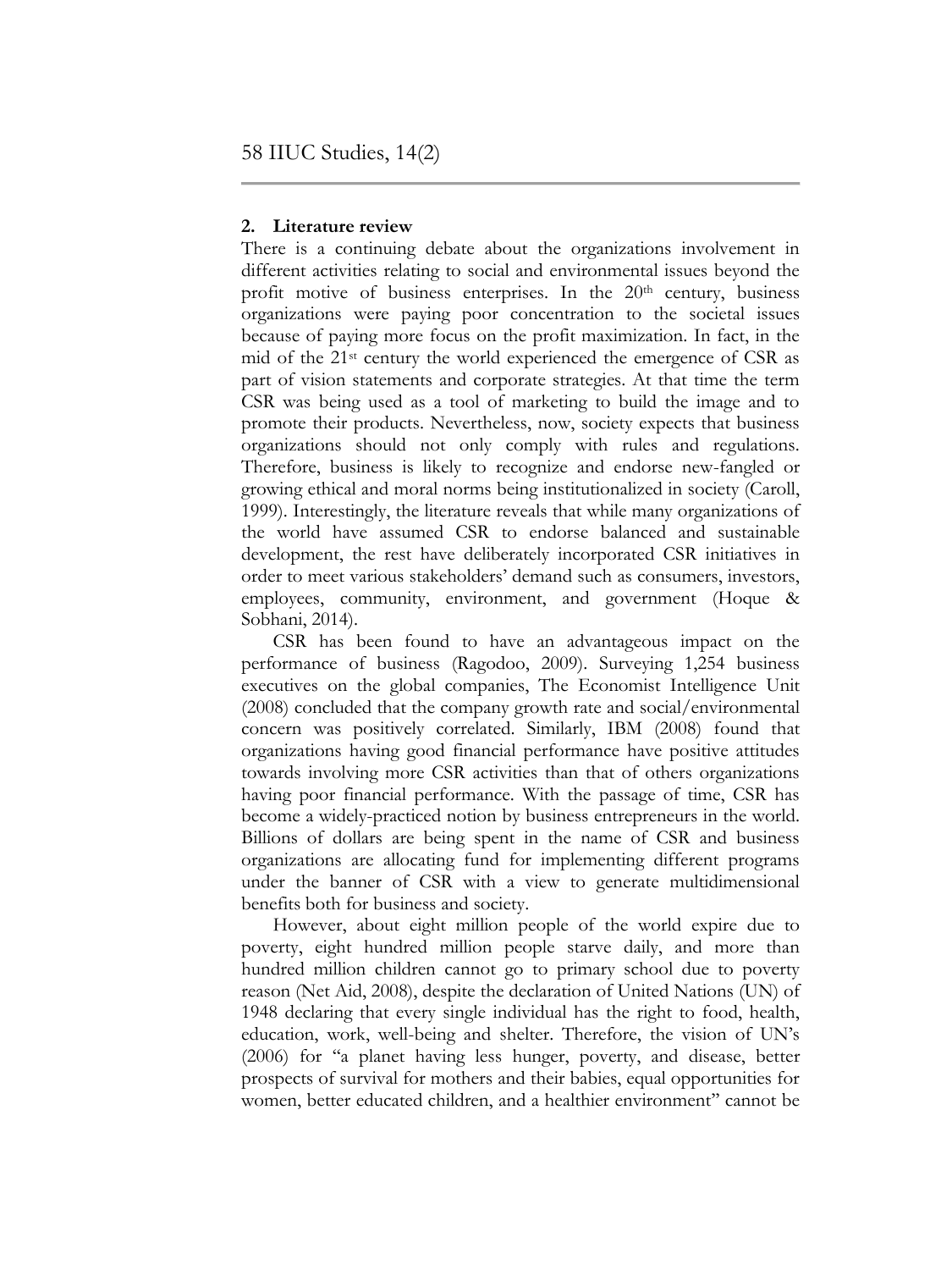## 2. Literature review

There is a continuing debate about the organizations involvement in different activities relating to social and environmental issues beyond the profit motive of business enterprises. In the 20th century, business organizations were paying poor concentration to the societal issues because of paying more focus on the profit maximization. In fact, in the mid of the 21st century the world experienced the emergence of CSR as part of vision statements and corporate strategies. At that time the term CSR was being used as a tool of marketing to build the image and to promote their products. Nevertheless, now, society expects that business organizations should not only comply with rules and regulations. Therefore, business is likely to recognize and endorse new-fangled or growing ethical and moral norms being institutionalized in society (Caroll, 1999). Interestingly, the literature reveals that while many organizations of the world have assumed CSR to endorse balanced and sustainable development, the rest have deliberately incorporated CSR initiatives in order to meet various stakeholders' demand such as consumers, investors, employees, community, environment, and government (Hoque & Sobhani, 2014).

CSR has been found to have an advantageous impact on the performance of business (Ragodoo, 2009). Surveying 1,254 business executives on the global companies, The Economist Intelligence Unit (2008) concluded that the company growth rate and social/environmental concern was positively correlated. Similarly, IBM (2008) found that organizations having good financial performance have positive attitudes towards involving more CSR activities than that of others organizations having poor financial performance. With the passage of time, CSR has become a widely-practiced notion by business entrepreneurs in the world. Billions of dollars are being spent in the name of CSR and business organizations are allocating fund for implementing different programs under the banner of CSR with a view to generate multidimensional benefits both for business and society.

However, about eight million people of the world expire due to poverty, eight hundred million people starve daily, and more than hundred million children cannot go to primary school due to poverty reason (Net Aid, 2008), despite the declaration of United Nations (UN) of 1948 declaring that every single individual has the right to food, health, education, work, well-being and shelter. Therefore, the vision of UN's (2006) for "a planet having less hunger, poverty, and disease, better prospects of survival for mothers and their babies, equal opportunities for women, better educated children, and a healthier environment" cannot be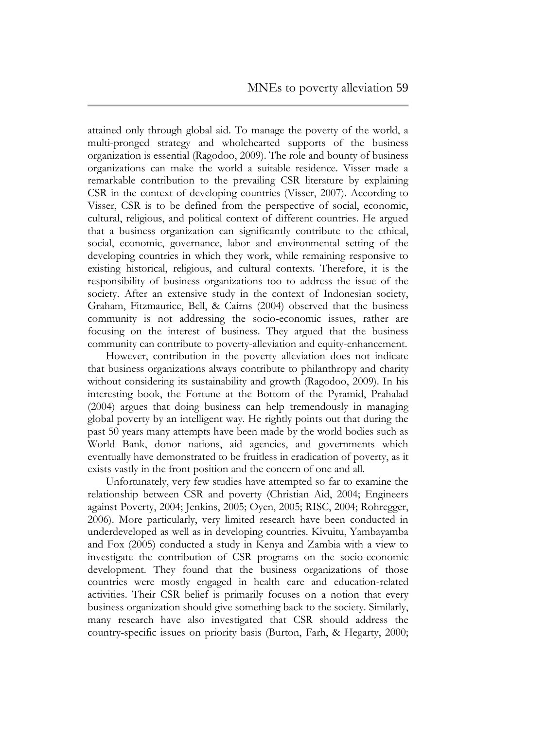attained only through global aid. To manage the poverty of the world, a multi-pronged strategy and wholehearted supports of the business organization is essential (Ragodoo, 2009). The role and bounty of business organizations can make the world a suitable residence. Visser made a remarkable contribution to the prevailing CSR literature by explaining CSR in the context of developing countries (Visser, 2007). According to Visser, CSR is to be defined from the perspective of social, economic, cultural, religious, and political context of different countries. He argued that a business organization can significantly contribute to the ethical, social, economic, governance, labor and environmental setting of the developing countries in which they work, while remaining responsive to existing historical, religious, and cultural contexts. Therefore, it is the responsibility of business organizations too to address the issue of the society. After an extensive study in the context of Indonesian society, Graham, Fitzmaurice, Bell, & Cairns (2004) observed that the business community is not addressing the socio-economic issues, rather are focusing on the interest of business. They argued that the business community can contribute to poverty-alleviation and equity-enhancement.

However, contribution in the poverty alleviation does not indicate that business organizations always contribute to philanthropy and charity without considering its sustainability and growth (Ragodoo, 2009). In his interesting book, the Fortune at the Bottom of the Pyramid, Prahalad (2004) argues that doing business can help tremendously in managing global poverty by an intelligent way. He rightly points out that during the past 50 years many attempts have been made by the world bodies such as World Bank, donor nations, aid agencies, and governments which eventually have demonstrated to be fruitless in eradication of poverty, as it exists vastly in the front position and the concern of one and all.

Unfortunately, very few studies have attempted so far to examine the relationship between CSR and poverty (Christian Aid, 2004; Engineers against Poverty, 2004; Jenkins, 2005; Oyen, 2005; RISC, 2004; Rohregger, 2006). More particularly, very limited research have been conducted in underdeveloped as well as in developing countries. Kivuitu, Yambayamba and Fox (2005) conducted a study in Kenya and Zambia with a view to investigate the contribution of CSR programs on the socio-economic development. They found that the business organizations of those countries were mostly engaged in health care and education-related activities. Their CSR belief is primarily focuses on a notion that every business organization should give something back to the society. Similarly, many research have also investigated that CSR should address the country-specific issues on priority basis (Burton, Farh, & Hegarty, 2000;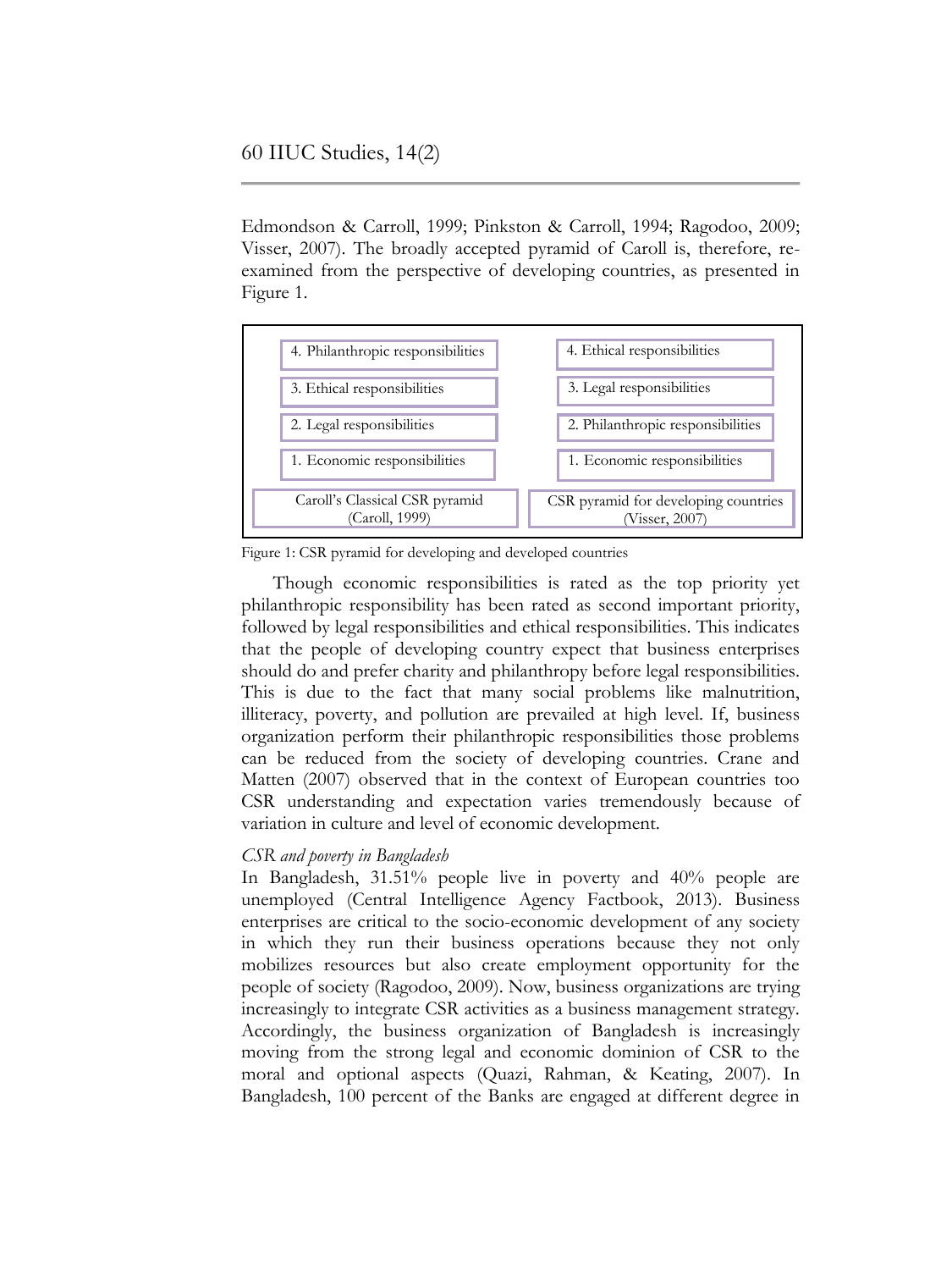Edmondson & Carroll, 1999; Pinkston & Carroll, 1994; Ragodoo, 2009; Visser, 2007). The broadly accepted pyramid of Caroll is, therefore, re-examined from the perspective of developing countries, as presented in Figure 1.

| Caroll's Classical CSR pyramid (Caroll, 1999) | CSR pyramid for developing countries (Visser, 2007) |
|---|---|
| 4. Philanthropic responsibilities | 4. Ethical responsibilities |
| 3. Ethical responsibilities | 3. Legal responsibilities |
| 2. Legal responsibilities | 2. Philanthropic responsibilities |
| 1. Economic responsibilities | 1. Economic responsibilities |

Figure 1: CSR pyramid for developing and developed countries

Though economic responsibilities is rated as the top priority yet philanthropic responsibility has been rated as second important priority, followed by legal responsibilities and ethical responsibilities. This indicates that the people of developing country expect that business enterprises should do and prefer charity and philanthropy before legal responsibilities. This is due to the fact that many social problems like malnutrition, illiteracy, poverty, and pollution are prevailed at high level. If, business organization perform their philanthropic responsibilities those problems can be reduced from the society of developing countries. Crane and Matten (2007) observed that in the context of European countries too CSR understanding and expectation varies tremendously because of variation in culture and level of economic development.

*CSR and poverty in Bangladesh*

In Bangladesh, 31.51% people live in poverty and 40% people are unemployed (Central Intelligence Agency Factbook, 2013). Business enterprises are critical to the socio-economic development of any society in which they run their business operations because they not only mobilizes resources but also create employment opportunity for the people of society (Ragodoo, 2009). Now, business organizations are trying increasingly to integrate CSR activities as a business management strategy. Accordingly, the business organization of Bangladesh is increasingly moving from the strong legal and economic dominion of CSR to the moral and optional aspects (Quazi, Rahman, & Keating, 2007). In Bangladesh, 100 percent of the Banks are engaged at different degree in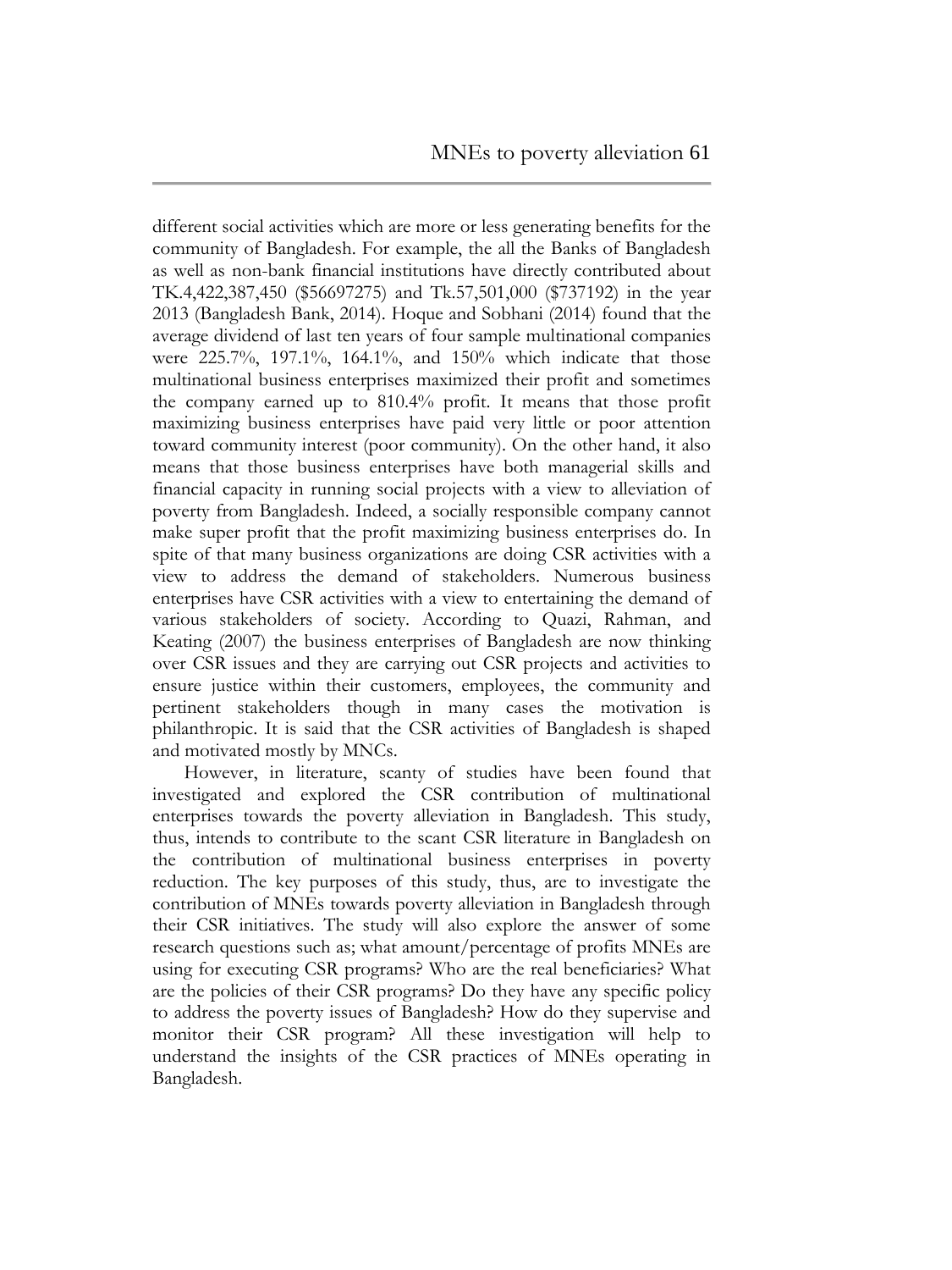different social activities which are more or less generating benefits for the community of Bangladesh. For example, the all the Banks of Bangladesh as well as non-bank financial institutions have directly contributed about TK.4,422,387,450 ($56697275) and Tk.57,501,000 ($737192) in the year 2013 (Bangladesh Bank, 2014). Hoque and Sobhani (2014) found that the average dividend of last ten years of four sample multinational companies were 225.7%, 197.1%, 164.1%, and 150% which indicate that those multinational business enterprises maximized their profit and sometimes the company earned up to 810.4% profit. It means that those profit maximizing business enterprises have paid very little or poor attention toward community interest (poor community). On the other hand, it also means that those business enterprises have both managerial skills and financial capacity in running social projects with a view to alleviation of poverty from Bangladesh. Indeed, a socially responsible company cannot make super profit that the profit maximizing business enterprises do. In spite of that many business organizations are doing CSR activities with a view to address the demand of stakeholders. Numerous business enterprises have CSR activities with a view to entertaining the demand of various stakeholders of society. According to Quazi, Rahman, and Keating (2007) the business enterprises of Bangladesh are now thinking over CSR issues and they are carrying out CSR projects and activities to ensure justice within their customers, employees, the community and pertinent stakeholders though in many cases the motivation is philanthropic. It is said that the CSR activities of Bangladesh is shaped and motivated mostly by MNCs.

However, in literature, scanty of studies have been found that investigated and explored the CSR contribution of multinational enterprises towards the poverty alleviation in Bangladesh. This study, thus, intends to contribute to the scant CSR literature in Bangladesh on the contribution of multinational business enterprises in poverty reduction. The key purposes of this study, thus, are to investigate the contribution of MNEs towards poverty alleviation in Bangladesh through their CSR initiatives. The study will also explore the answer of some research questions such as; what amount/percentage of profits MNEs are using for executing CSR programs? Who are the real beneficiaries? What are the policies of their CSR programs? Do they have any specific policy to address the poverty issues of Bangladesh? How do they supervise and monitor their CSR program? All these investigation will help to understand the insights of the CSR practices of MNEs operating in Bangladesh.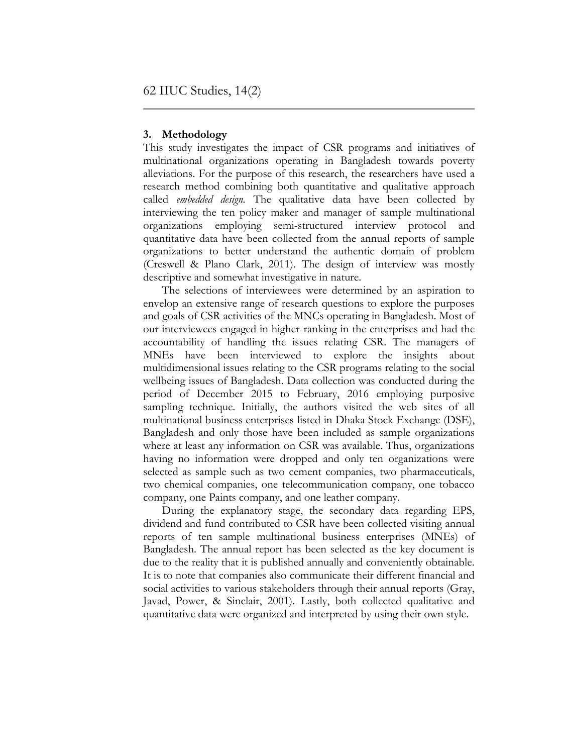## 3. Methodology

This study investigates the impact of CSR programs and initiatives of multinational organizations operating in Bangladesh towards poverty alleviations. For the purpose of this research, the researchers have used a research method combining both quantitative and qualitative approach called *embedded design*. The qualitative data have been collected by interviewing the ten policy maker and manager of sample multinational organizations employing semi-structured interview protocol and quantitative data have been collected from the annual reports of sample organizations to better understand the authentic domain of problem (Creswell & Plano Clark, 2011). The design of interview was mostly descriptive and somewhat investigative in nature.

The selections of interviewees were determined by an aspiration to envelop an extensive range of research questions to explore the purposes and goals of CSR activities of the MNCs operating in Bangladesh. Most of our interviewees engaged in higher-ranking in the enterprises and had the accountability of handling the issues relating CSR. The managers of MNEs have been interviewed to explore the insights about multidimensional issues relating to the CSR programs relating to the social wellbeing issues of Bangladesh. Data collection was conducted during the period of December 2015 to February, 2016 employing purposive sampling technique. Initially, the authors visited the web sites of all multinational business enterprises listed in Dhaka Stock Exchange (DSE), Bangladesh and only those have been included as sample organizations where at least any information on CSR was available. Thus, organizations having no information were dropped and only ten organizations were selected as sample such as two cement companies, two pharmaceuticals, two chemical companies, one telecommunication company, one tobacco company, one Paints company, and one leather company.

During the explanatory stage, the secondary data regarding EPS, dividend and fund contributed to CSR have been collected visiting annual reports of ten sample multinational business enterprises (MNEs) of Bangladesh. The annual report has been selected as the key document is due to the reality that it is published annually and conveniently obtainable. It is to note that companies also communicate their different financial and social activities to various stakeholders through their annual reports (Gray, Javad, Power, & Sinclair, 2001). Lastly, both collected qualitative and quantitative data were organized and interpreted by using their own style.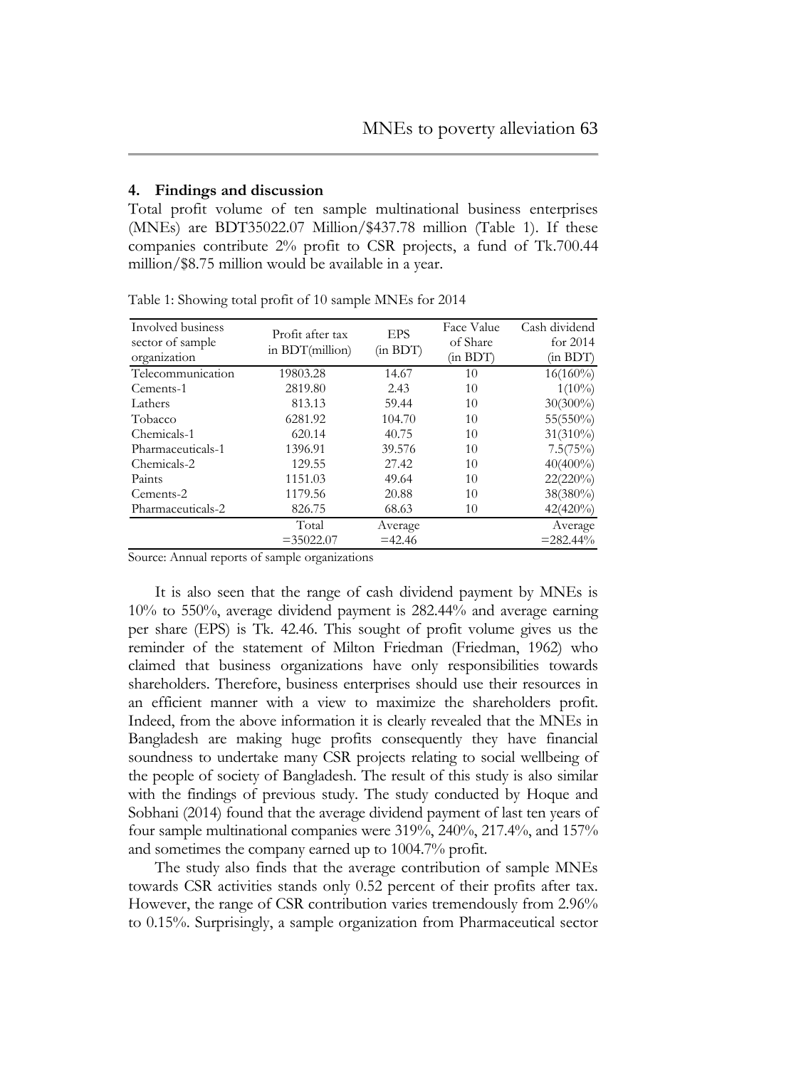## 4. Findings and discussion

Total profit volume of ten sample multinational business enterprises (MNEs) are BDT35022.07 Million/$437.78 million (Table 1). If these companies contribute 2% profit to CSR projects, a fund of Tk.700.44 million/$8.75 million would be available in a year.

Table 1: Showing total profit of 10 sample MNEs for 2014

| Involved business sector of sample organization | Profit after tax in BDT(million) | EPS (in BDT) | Face Value of Share (in BDT) | Cash dividend for 2014 (in BDT) |
|---|---|---|---|---|
| Telecommunication | 19803.28 | 14.67 | 10 | 16(160%) |
| Cements-1 | 2819.80 | 2.43 | 10 | 1(10%) |
| Lathers | 813.13 | 59.44 | 10 | 30(300%) |
| Tobacco | 6281.92 | 104.70 | 10 | 55(550%) |
| Chemicals-1 | 620.14 | 40.75 | 10 | 31(310%) |
| Pharmaceuticals-1 | 1396.91 | 39.576 | 10 | 7.5(75%) |
| Chemicals-2 | 129.55 | 27.42 | 10 | 40(400%) |
| Paints | 1151.03 | 49.64 | 10 | 22(220%) |
| Cements-2 | 1179.56 | 20.88 | 10 | 38(380%) |
| Pharmaceuticals-2 | 826.75 | 68.63 | 10 | 42(420%) |
| | Total =35022.07 | Average =42.46 | | Average =282.44% |

Source: Annual reports of sample organizations

It is also seen that the range of cash dividend payment by MNEs is 10% to 550%, average dividend payment is 282.44% and average earning per share (EPS) is Tk. 42.46. This sought of profit volume gives us the reminder of the statement of Milton Friedman (Friedman, 1962) who claimed that business organizations have only responsibilities towards shareholders. Therefore, business enterprises should use their resources in an efficient manner with a view to maximize the shareholders profit. Indeed, from the above information it is clearly revealed that the MNEs in Bangladesh are making huge profits consequently they have financial soundness to undertake many CSR projects relating to social wellbeing of the people of society of Bangladesh. The result of this study is also similar with the findings of previous study. The study conducted by Hoque and Sobhani (2014) found that the average dividend payment of last ten years of four sample multinational companies were 319%, 240%, 217.4%, and 157% and sometimes the company earned up to 1004.7% profit.

The study also finds that the average contribution of sample MNEs towards CSR activities stands only 0.52 percent of their profits after tax. However, the range of CSR contribution varies tremendously from 2.96% to 0.15%. Surprisingly, a sample organization from Pharmaceutical sector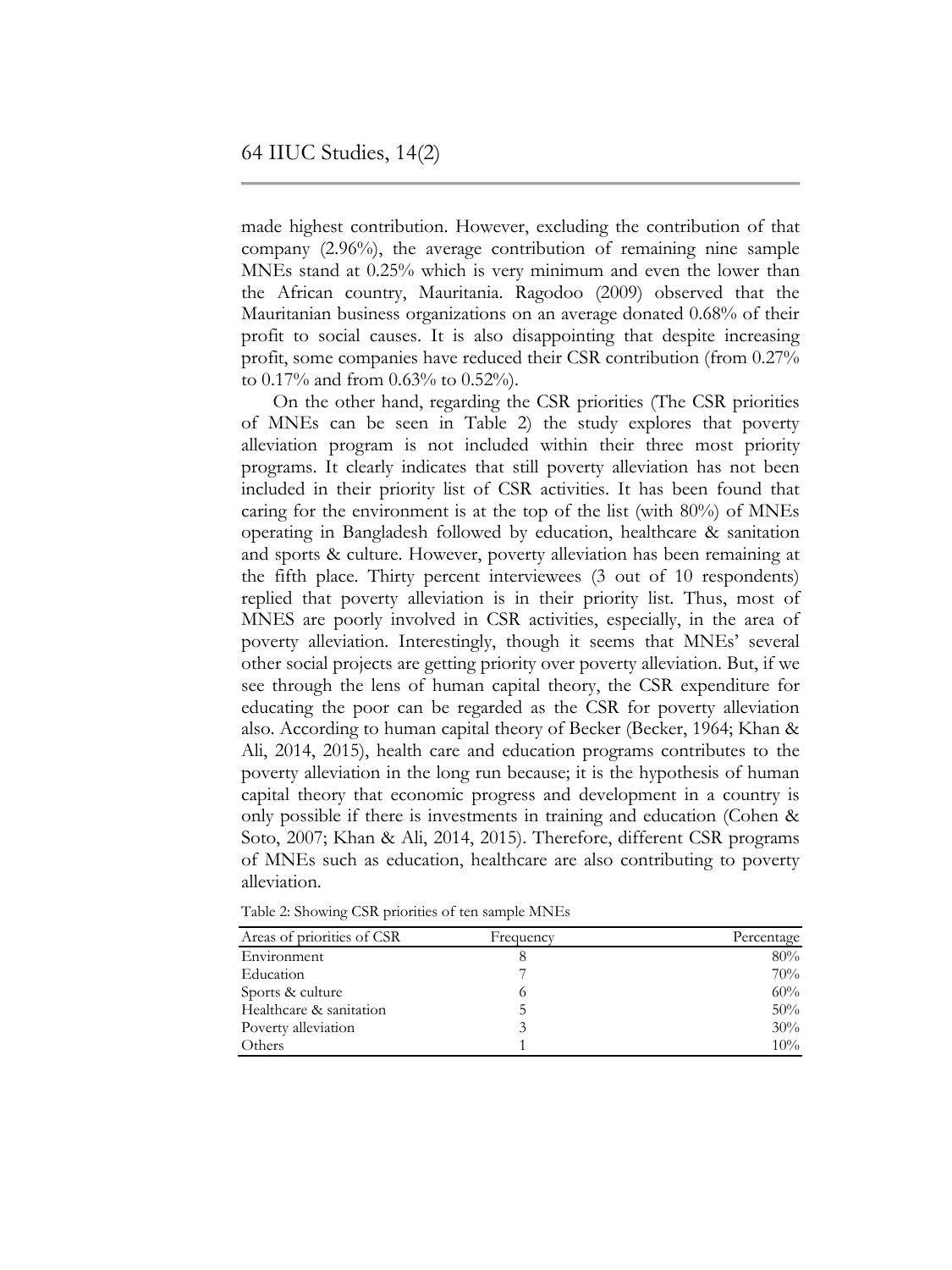made highest contribution. However, excluding the contribution of that company (2.96%), the average contribution of remaining nine sample MNEs stand at 0.25% which is very minimum and even the lower than the African country, Mauritania. Ragodoo (2009) observed that the Mauritanian business organizations on an average donated 0.68% of their profit to social causes. It is also disappointing that despite increasing profit, some companies have reduced their CSR contribution (from 0.27% to 0.17% and from 0.63% to 0.52%).

On the other hand, regarding the CSR priorities (The CSR priorities of MNEs can be seen in Table 2) the study explores that poverty alleviation program is not included within their three most priority programs. It clearly indicates that still poverty alleviation has not been included in their priority list of CSR activities. It has been found that caring for the environment is at the top of the list (with 80%) of MNEs operating in Bangladesh followed by education, healthcare & sanitation and sports & culture. However, poverty alleviation has been remaining at the fifth place. Thirty percent interviewees (3 out of 10 respondents) replied that poverty alleviation is in their priority list. Thus, most of MNES are poorly involved in CSR activities, especially, in the area of poverty alleviation. Interestingly, though it seems that MNEs' several other social projects are getting priority over poverty alleviation. But, if we see through the lens of human capital theory, the CSR expenditure for educating the poor can be regarded as the CSR for poverty alleviation also. According to human capital theory of Becker (Becker, 1964; Khan & Ali, 2014, 2015), health care and education programs contributes to the poverty alleviation in the long run because; it is the hypothesis of human capital theory that economic progress and development in a country is only possible if there is investments in training and education (Cohen & Soto, 2007; Khan & Ali, 2014, 2015). Therefore, different CSR programs of MNEs such as education, healthcare are also contributing to poverty alleviation.

Table 2: Showing CSR priorities of ten sample MNEs

| Areas of priorities of CSR | Frequency | Percentage |
|---|---|---|
| Environment | 8 | 80% |
| Education | 7 | 70% |
| Sports & culture | 6 | 60% |
| Healthcare & sanitation | 5 | 50% |
| Poverty alleviation | 3 | 30% |
| Others | 1 | 10% |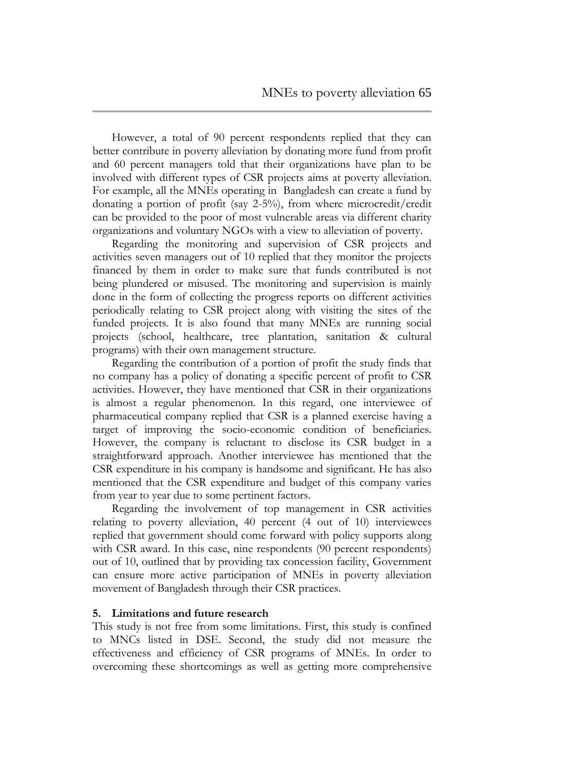However, a total of 90 percent respondents replied that they can better contribute in poverty alleviation by donating more fund from profit and 60 percent managers told that their organizations have plan to be involved with different types of CSR projects aims at poverty alleviation. For example, all the MNEs operating in Bangladesh can create a fund by donating a portion of profit (say 2-5%), from where microcredit/credit can be provided to the poor of most vulnerable areas via different charity organizations and voluntary NGOs with a view to alleviation of poverty.

Regarding the monitoring and supervision of CSR projects and activities seven managers out of 10 replied that they monitor the projects financed by them in order to make sure that funds contributed is not being plundered or misused. The monitoring and supervision is mainly done in the form of collecting the progress reports on different activities periodically relating to CSR project along with visiting the sites of the funded projects. It is also found that many MNEs are running social projects (school, healthcare, tree plantation, sanitation & cultural programs) with their own management structure.

Regarding the contribution of a portion of profit the study finds that no company has a policy of donating a specific percent of profit to CSR activities. However, they have mentioned that CSR in their organizations is almost a regular phenomenon. In this regard, one interviewee of pharmaceutical company replied that CSR is a planned exercise having a target of improving the socio-economic condition of beneficiaries. However, the company is reluctant to disclose its CSR budget in a straightforward approach. Another interviewee has mentioned that the CSR expenditure in his company is handsome and significant. He has also mentioned that the CSR expenditure and budget of this company varies from year to year due to some pertinent factors.

Regarding the involvement of top management in CSR activities relating to poverty alleviation, 40 percent (4 out of 10) interviewees replied that government should come forward with policy supports along with CSR award. In this case, nine respondents (90 percent respondents) out of 10, outlined that by providing tax concession facility, Government can ensure more active participation of MNEs in poverty alleviation movement of Bangladesh through their CSR practices.

## 5. Limitations and future research

This study is not free from some limitations. First, this study is confined to MNCs listed in DSE. Second, the study did not measure the effectiveness and efficiency of CSR programs of MNEs. In order to overcoming these shortcomings as well as getting more comprehensive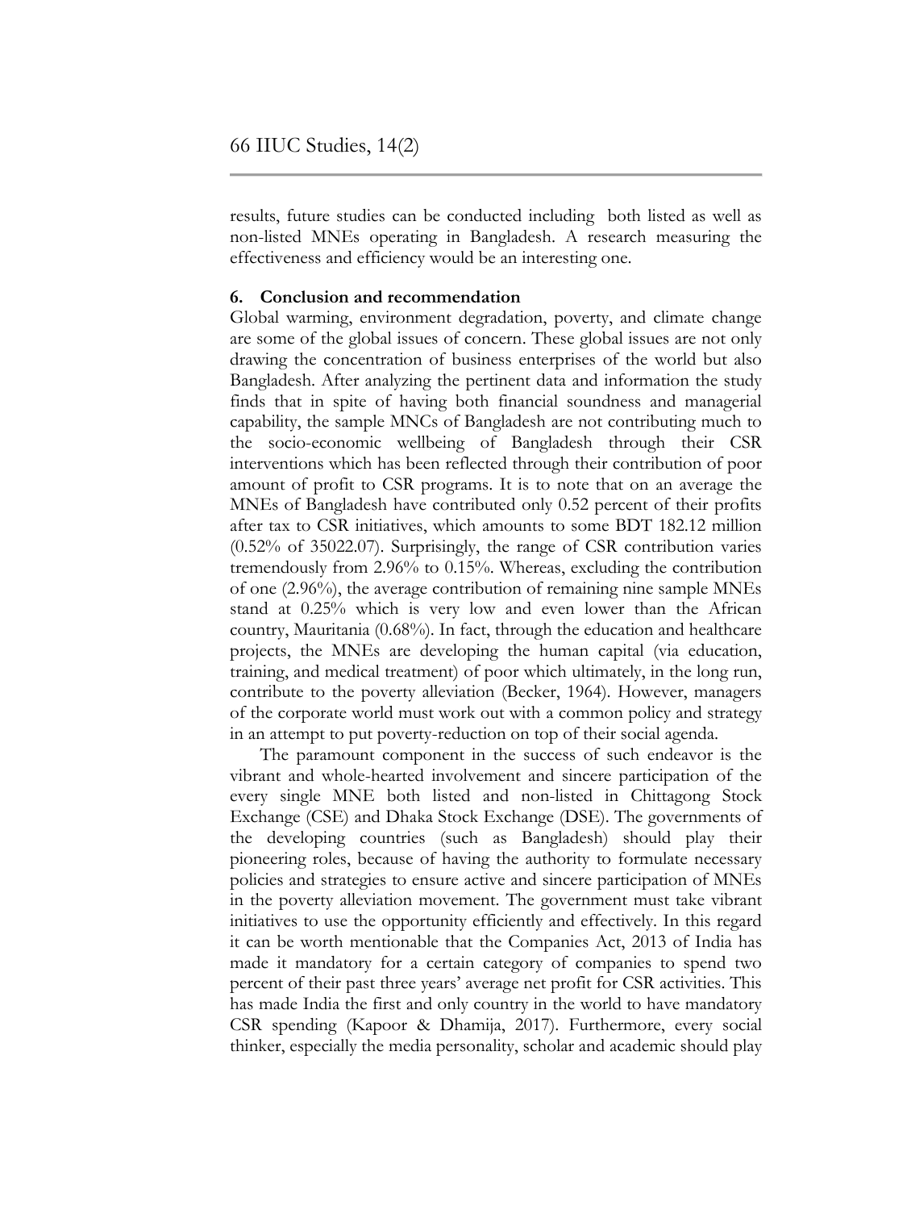results, future studies can be conducted including both listed as well as non-listed MNEs operating in Bangladesh. A research measuring the effectiveness and efficiency would be an interesting one.

## 6. Conclusion and recommendation

Global warming, environment degradation, poverty, and climate change are some of the global issues of concern. These global issues are not only drawing the concentration of business enterprises of the world but also Bangladesh. After analyzing the pertinent data and information the study finds that in spite of having both financial soundness and managerial capability, the sample MNCs of Bangladesh are not contributing much to the socio-economic wellbeing of Bangladesh through their CSR interventions which has been reflected through their contribution of poor amount of profit to CSR programs. It is to note that on an average the MNEs of Bangladesh have contributed only 0.52 percent of their profits after tax to CSR initiatives, which amounts to some BDT 182.12 million (0.52% of 35022.07). Surprisingly, the range of CSR contribution varies tremendously from 2.96% to 0.15%. Whereas, excluding the contribution of one (2.96%), the average contribution of remaining nine sample MNEs stand at 0.25% which is very low and even lower than the African country, Mauritania (0.68%). In fact, through the education and healthcare projects, the MNEs are developing the human capital (via education, training, and medical treatment) of poor which ultimately, in the long run, contribute to the poverty alleviation (Becker, 1964). However, managers of the corporate world must work out with a common policy and strategy in an attempt to put poverty-reduction on top of their social agenda.

The paramount component in the success of such endeavor is the vibrant and whole-hearted involvement and sincere participation of the every single MNE both listed and non-listed in Chittagong Stock Exchange (CSE) and Dhaka Stock Exchange (DSE). The governments of the developing countries (such as Bangladesh) should play their pioneering roles, because of having the authority to formulate necessary policies and strategies to ensure active and sincere participation of MNEs in the poverty alleviation movement. The government must take vibrant initiatives to use the opportunity efficiently and effectively. In this regard it can be worth mentionable that the Companies Act, 2013 of India has made it mandatory for a certain category of companies to spend two percent of their past three years' average net profit for CSR activities. This has made India the first and only country in the world to have mandatory CSR spending (Kapoor & Dhamija, 2017). Furthermore, every social thinker, especially the media personality, scholar and academic should play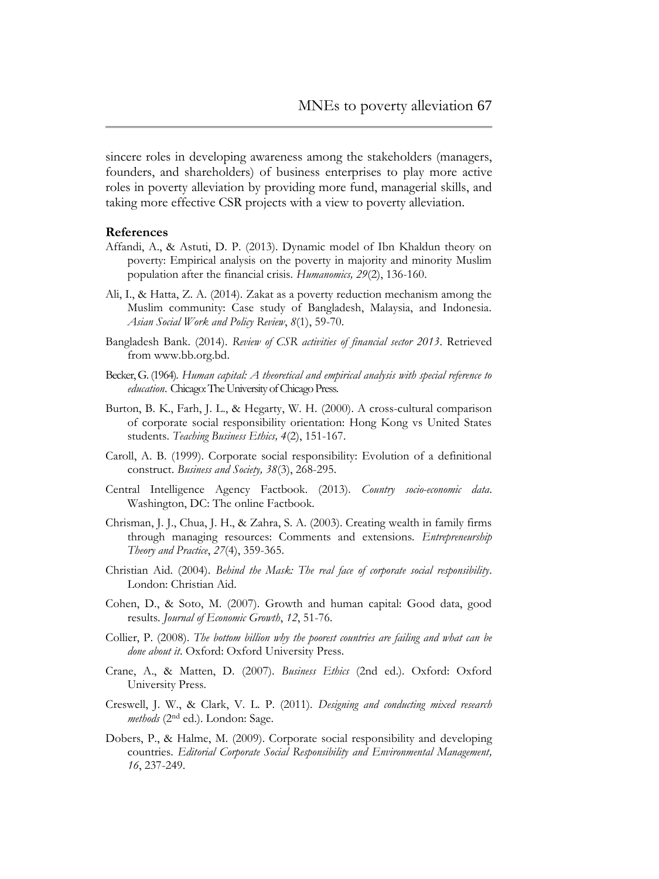sincere roles in developing awareness among the stakeholders (managers, founders, and shareholders) of business enterprises to play more active roles in poverty alleviation by providing more fund, managerial skills, and taking more effective CSR projects with a view to poverty alleviation.

**References**

Affandi, A., & Astuti, D. P. (2013). Dynamic model of Ibn Khaldun theory on poverty: Empirical analysis on the poverty in majority and minority Muslim population after the financial crisis. *Humanomics, 29*(2), 136-160.

Ali, I., & Hatta, Z. A. (2014). Zakat as a poverty reduction mechanism among the Muslim community: Case study of Bangladesh, Malaysia, and Indonesia. *Asian Social Work and Policy Review*, *8*(1), 59-70.

Bangladesh Bank. (2014). *Review of CSR activities of financial sector 2013*. Retrieved from www.bb.org.bd.

Becker, G. (1964). *Human capital: A theoretical and empirical analysis with special reference to education*. Chicago: The University of Chicago Press.

Burton, B. K., Farh, J. L., & Hegarty, W. H. (2000). A cross-cultural comparison of corporate social responsibility orientation: Hong Kong vs United States students. *Teaching Business Ethics, 4*(2), 151-167.

Caroll, A. B. (1999). Corporate social responsibility: Evolution of a definitional construct. *Business and Society, 38*(3), 268-295.

Central Intelligence Agency Factbook. (2013). *Country socio-economic data*. Washington, DC: The online Factbook.

Chrisman, J. J., Chua, J. H., & Zahra, S. A. (2003). Creating wealth in family firms through managing resources: Comments and extensions. *Entrepreneurship Theory and Practice*, *27*(4), 359-365.

Christian Aid. (2004). *Behind the Mask: The real face of corporate social responsibility*. London: Christian Aid.

Cohen, D., & Soto, M. (2007). Growth and human capital: Good data, good results. *Journal of Economic Growth*, *12*, 51-76.

Collier, P. (2008). *The bottom billion why the poorest countries are failing and what can be done about it*. Oxford: Oxford University Press.

Crane, A., & Matten, D. (2007). *Business Ethics* (2nd ed.). Oxford: Oxford University Press.

Creswell, J. W., & Clark, V. L. P. (2011). *Designing and conducting mixed research methods* (2nd ed.). London: Sage.

Dobers, P., & Halme, M. (2009). Corporate social responsibility and developing countries. *Editorial Corporate Social Responsibility and Environmental Management, 16*, 237-249.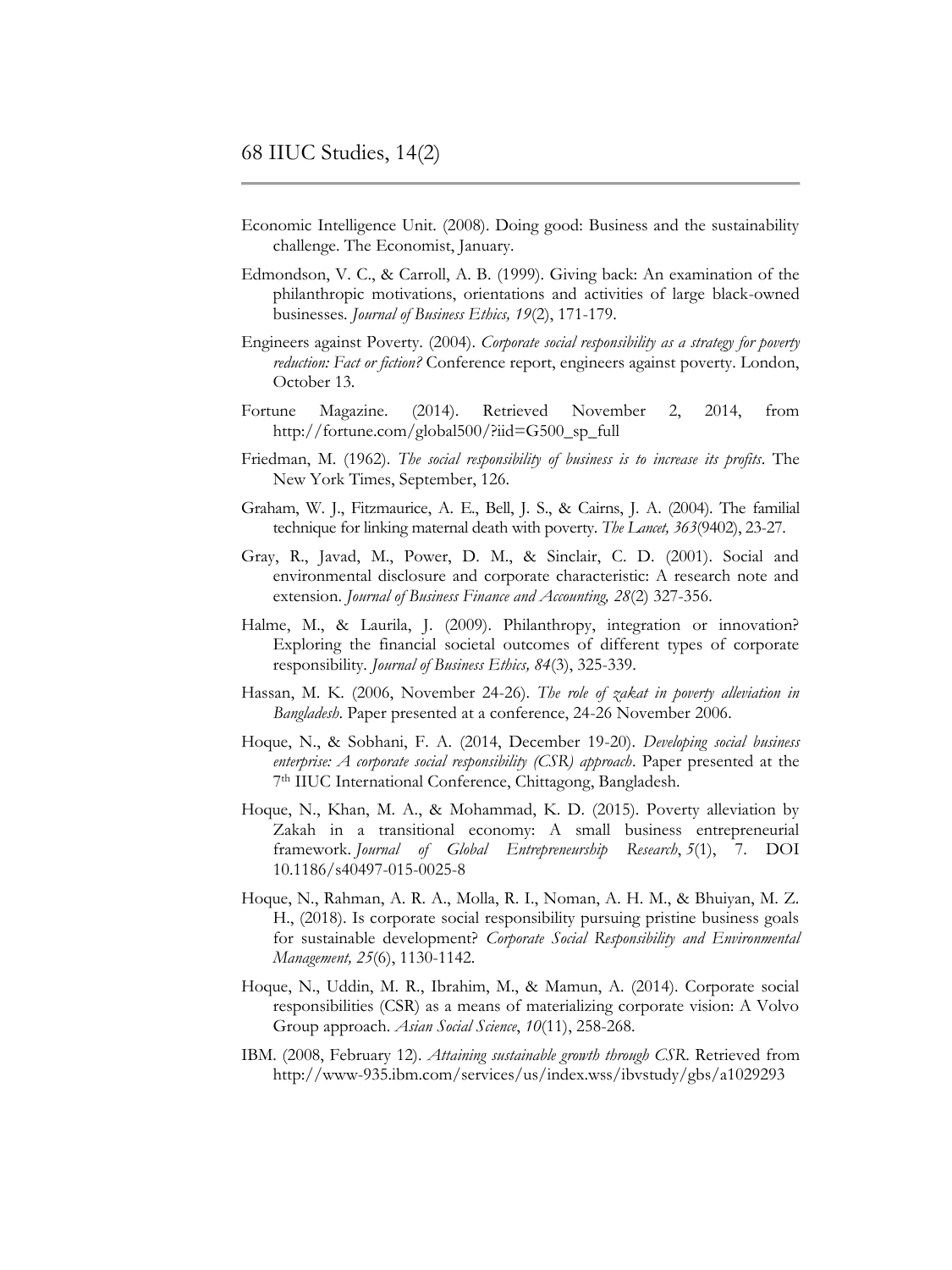Economic Intelligence Unit. (2008). Doing good: Business and the sustainability challenge. The Economist, January.

Edmondson, V. C., & Carroll, A. B. (1999). Giving back: An examination of the philanthropic motivations, orientations and activities of large black-owned businesses. *Journal of Business Ethics, 19*(2), 171-179.

Engineers against Poverty. (2004). *Corporate social responsibility as a strategy for poverty reduction: Fact or fiction?* Conference report, engineers against poverty. London, October 13.

Fortune Magazine. (2014). Retrieved November 2, 2014, from http://fortune.com/global500/?iid=G500_sp_full

Friedman, M. (1962). *The social responsibility of business is to increase its profits*. The New York Times, September, 126.

Graham, W. J., Fitzmaurice, A. E., Bell, J. S., & Cairns, J. A. (2004). The familial technique for linking maternal death with poverty. *The Lancet, 363*(9402), 23-27.

Gray, R., Javad, M., Power, D. M., & Sinclair, C. D. (2001). Social and environmental disclosure and corporate characteristic: A research note and extension. *Journal of Business Finance and Accounting, 28*(2) 327-356.

Halme, M., & Laurila, J. (2009). Philanthropy, integration or innovation? Exploring the financial societal outcomes of different types of corporate responsibility. *Journal of Business Ethics, 84*(3), 325-339.

Hassan, M. K. (2006, November 24-26). *The role of zakat in poverty alleviation in Bangladesh*. Paper presented at a conference, 24-26 November 2006.

Hoque, N., & Sobhani, F. A. (2014, December 19-20). *Developing social business enterprise: A corporate social responsibility (CSR) approach*. Paper presented at the 7th IIUC International Conference, Chittagong, Bangladesh.

Hoque, N., Khan, M. A., & Mohammad, K. D. (2015). Poverty alleviation by Zakah in a transitional economy: A small business entrepreneurial framework. *Journal of Global Entrepreneurship Research*, *5*(1), 7. DOI 10.1186/s40497-015-0025-8

Hoque, N., Rahman, A. R. A., Molla, R. I., Noman, A. H. M., & Bhuiyan, M. Z. H., (2018). Is corporate social responsibility pursuing pristine business goals for sustainable development? *Corporate Social Responsibility and Environmental Management, 25*(6), 1130-1142.

Hoque, N., Uddin, M. R., Ibrahim, M., & Mamun, A. (2014). Corporate social responsibilities (CSR) as a means of materializing corporate vision: A Volvo Group approach. *Asian Social Science*, *10*(11), 258-268.

IBM. (2008, February 12). *Attaining sustainable growth through CSR*. Retrieved from http://www-935.ibm.com/services/us/index.wss/ibvstudy/gbs/a1029293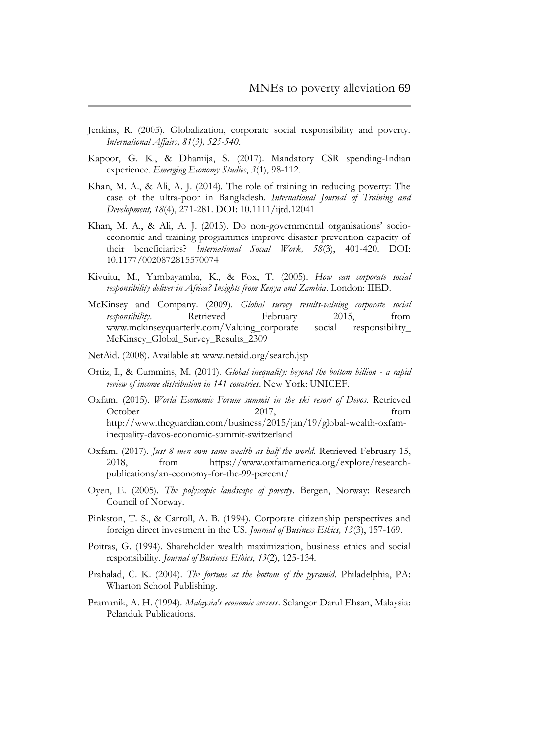Jenkins, R. (2005). Globalization, corporate social responsibility and poverty. *International Affairs, 81(3), 525-540.*

Kapoor, G. K., & Dhamija, S. (2017). Mandatory CSR spending-Indian experience. *Emerging Economy Studies*, *3*(1), 98-112.

Khan, M. A., & Ali, A. J. (2014). The role of training in reducing poverty: The case of the ultra-poor in Bangladesh. *International Journal of Training and Development, 18*(4), 271-281. DOI: 10.1111/ijtd.12041

Khan, M. A., & Ali, A. J. (2015). Do non-governmental organisations' socio-economic and training programmes improve disaster prevention capacity of their beneficiaries? *International Social Work, 58*(3), 401-420. DOI: 10.1177/0020872815570074

Kivuitu, M., Yambayamba, K., & Fox, T. (2005). *How can corporate social responsibility deliver in Africa? Insights from Kenya and Zambia*. London: IIED.

McKinsey and Company. (2009). *Global survey results-valuing corporate social responsibility*. Retrieved February 2015, from www.mckinseyquarterly.com/Valuing_corporate social responsibility_ McKinsey_Global_Survey_Results_2309

NetAid. (2008). Available at: www.netaid.org/search.jsp

Ortiz, I., & Cummins, M. (2011). *Global inequality: beyond the bottom billion - a rapid review of income distribution in 141 countries*. New York: UNICEF.

Oxfam. (2015). *World Economic Forum summit in the ski resort of Devos*. Retrieved October 2017, from http://www.theguardian.com/business/2015/jan/19/global-wealth-oxfam-inequality-davos-economic-summit-switzerland

Oxfam. (2017). *Just 8 men own same wealth as half the world*. Retrieved February 15, 2018, from https://www.oxfamamerica.org/explore/research-publications/an-economy-for-the-99-percent/

Oyen, E. (2005). *The polyscopic landscape of poverty*. Bergen, Norway: Research Council of Norway.

Pinkston, T. S., & Carroll, A. B. (1994). Corporate citizenship perspectives and foreign direct investment in the US. *Journal of Business Ethics, 13*(3), 157-169.

Poitras, G. (1994). Shareholder wealth maximization, business ethics and social responsibility. *Journal of Business Ethics*, *13*(2), 125-134.

Prahalad, C. K. (2004). *The fortune at the bottom of the pyramid*. Philadelphia, PA: Wharton School Publishing.

Pramanik, A. H. (1994). *Malaysia's economic success*. Selangor Darul Ehsan, Malaysia: Pelanduk Publications.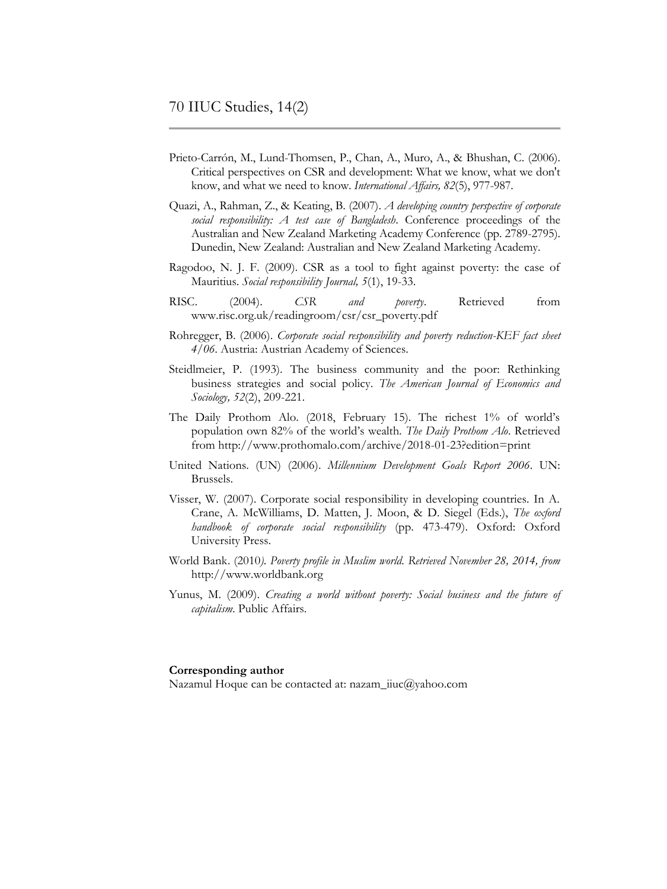Prieto-Carrón, M., Lund-Thomsen, P., Chan, A., Muro, A., & Bhushan, C. (2006). Critical perspectives on CSR and development: What we know, what we don't know, and what we need to know. *International Affairs, 82*(5), 977-987.

Quazi, A., Rahman, Z., & Keating, B. (2007). *A developing country perspective of corporate social responsibility: A test case of Bangladesh*. Conference proceedings of the Australian and New Zealand Marketing Academy Conference (pp. 2789-2795). Dunedin, New Zealand: Australian and New Zealand Marketing Academy.

Ragodoo, N. J. F. (2009). CSR as a tool to fight against poverty: the case of Mauritius. *Social responsibility Journal, 5*(1), 19-33.

RISC. (2004). *CSR and poverty*. Retrieved from www.risc.org.uk/readingroom/csr/csr_poverty.pdf

Rohregger, B. (2006). *Corporate social responsibility and poverty reduction-KEF fact sheet 4/06*. Austria: Austrian Academy of Sciences.

Steidlmeier, P. (1993). The business community and the poor: Rethinking business strategies and social policy. *The American Journal of Economics and Sociology, 52*(2), 209-221.

The Daily Prothom Alo. (2018, February 15). The richest 1% of world's population own 82% of the world's wealth. *The Daily Prothom Alo*. Retrieved from http://www.prothomalo.com/archive/2018-01-23?edition=print

United Nations. (UN) (2006). *Millennium Development Goals Report 2006*. UN: Brussels.

Visser, W. (2007). Corporate social responsibility in developing countries. In A. Crane, A. McWilliams, D. Matten, J. Moon, & D. Siegel (Eds.), *The oxford handbook of corporate social responsibility* (pp. 473-479). Oxford: Oxford University Press.

World Bank. (2010*). Poverty profile in Muslim world. Retrieved November 28, 2014, from* http://www.worldbank.org

Yunus, M. (2009). *Creating a world without poverty: Social business and the future of capitalism*. Public Affairs.

**Corresponding author**

Nazamul Hoque can be contacted at: nazam_iiuc@yahoo.com